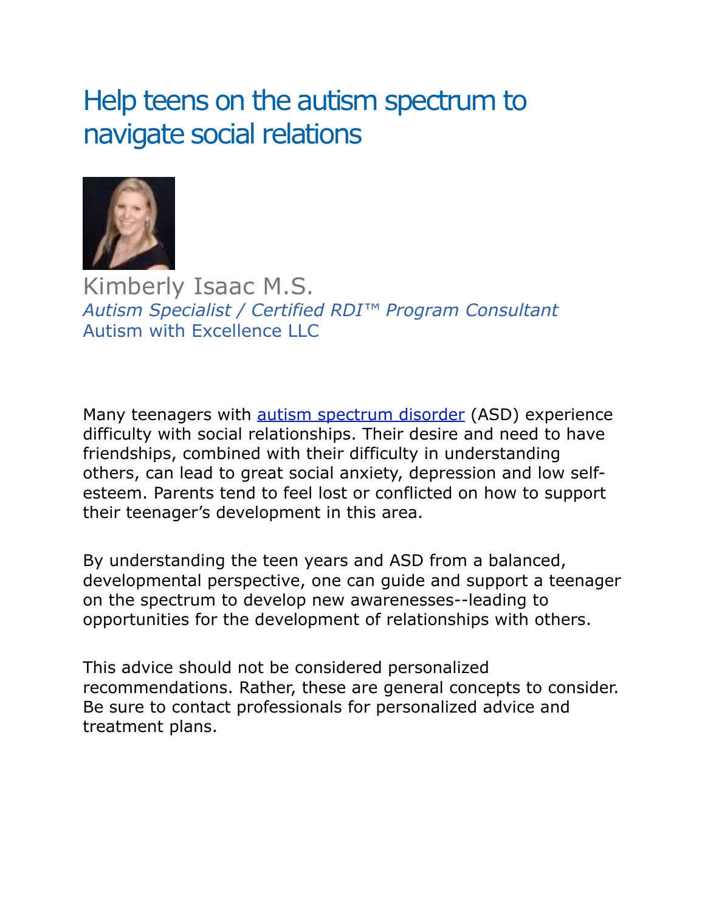# Help teens on the autism spectrum to navigate social relations

Kimberly Isaac M.S.
*Autism Specialist / Certified RDI™ Program Consultant*
Autism with Excellence LLC

Many teenagers with autism spectrum disorder (ASD) experience difficulty with social relationships. Their desire and need to have friendships, combined with their difficulty in understanding others, can lead to great social anxiety, depression and low self-esteem. Parents tend to feel lost or conflicted on how to support their teenager's development in this area.

By understanding the teen years and ASD from a balanced, developmental perspective, one can guide and support a teenager on the spectrum to develop new awarenesses--leading to opportunities for the development of relationships with others.

This advice should not be considered personalized recommendations. Rather, these are general concepts to consider. Be sure to contact professionals for personalized advice and treatment plans.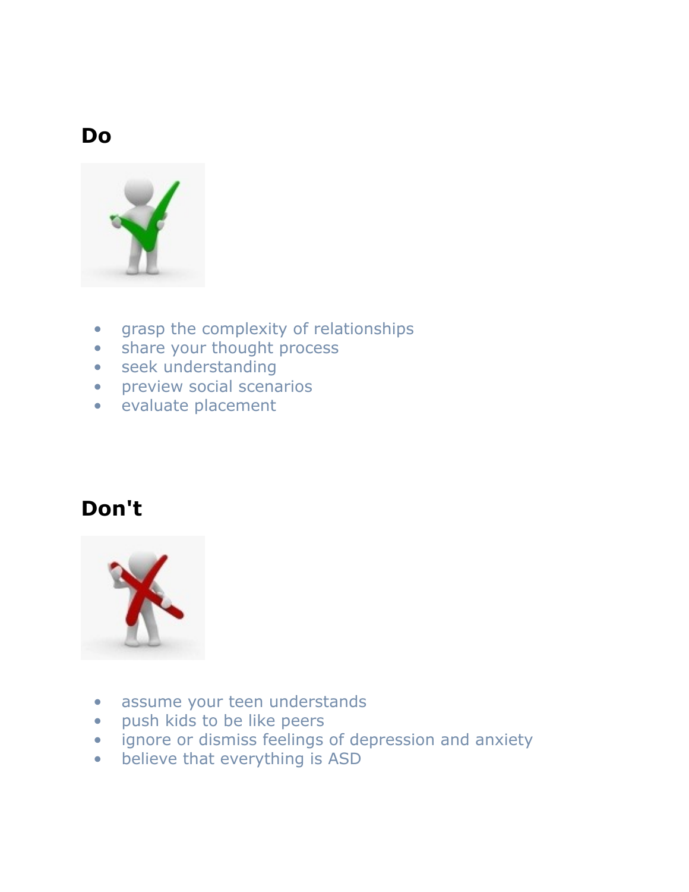## Do

- grasp the complexity of relationships
- share your thought process
- seek understanding
- preview social scenarios
- evaluate placement

## Don't

- assume your teen understands
- push kids to be like peers
- ignore or dismiss feelings of depression and anxiety
- believe that everything is ASD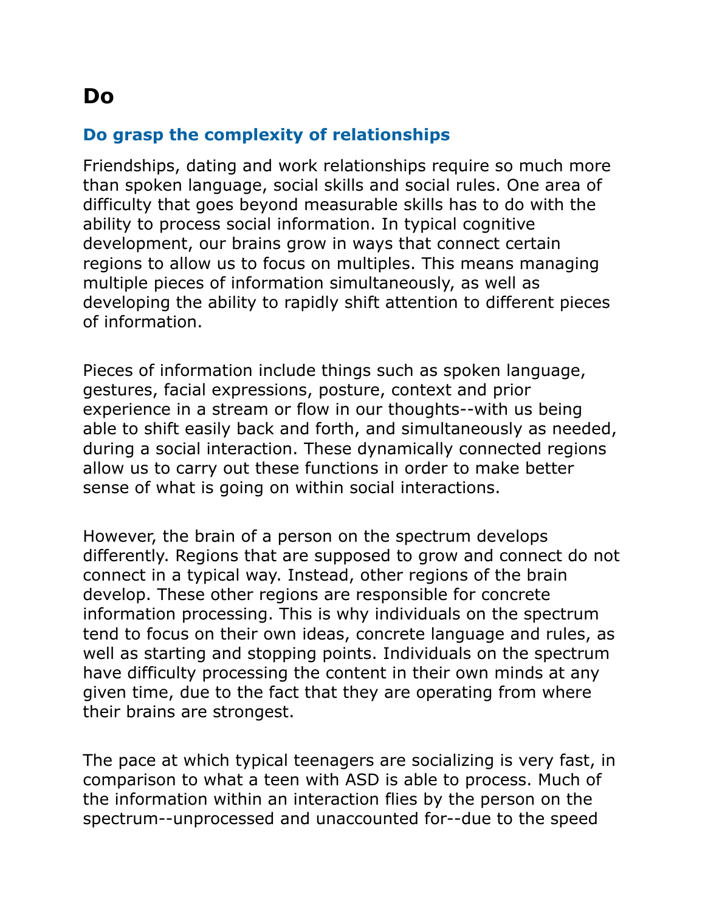# Do

### Do grasp the complexity of relationships

Friendships, dating and work relationships require so much more than spoken language, social skills and social rules. One area of difficulty that goes beyond measurable skills has to do with the ability to process social information. In typical cognitive development, our brains grow in ways that connect certain regions to allow us to focus on multiples. This means managing multiple pieces of information simultaneously, as well as developing the ability to rapidly shift attention to different pieces of information.

Pieces of information include things such as spoken language, gestures, facial expressions, posture, context and prior experience in a stream or flow in our thoughts--with us being able to shift easily back and forth, and simultaneously as needed, during a social interaction. These dynamically connected regions allow us to carry out these functions in order to make better sense of what is going on within social interactions.

However, the brain of a person on the spectrum develops differently. Regions that are supposed to grow and connect do not connect in a typical way. Instead, other regions of the brain develop. These other regions are responsible for concrete information processing. This is why individuals on the spectrum tend to focus on their own ideas, concrete language and rules, as well as starting and stopping points. Individuals on the spectrum have difficulty processing the content in their own minds at any given time, due to the fact that they are operating from where their brains are strongest.

The pace at which typical teenagers are socializing is very fast, in comparison to what a teen with ASD is able to process. Much of the information within an interaction flies by the person on the spectrum--unprocessed and unaccounted for--due to the speed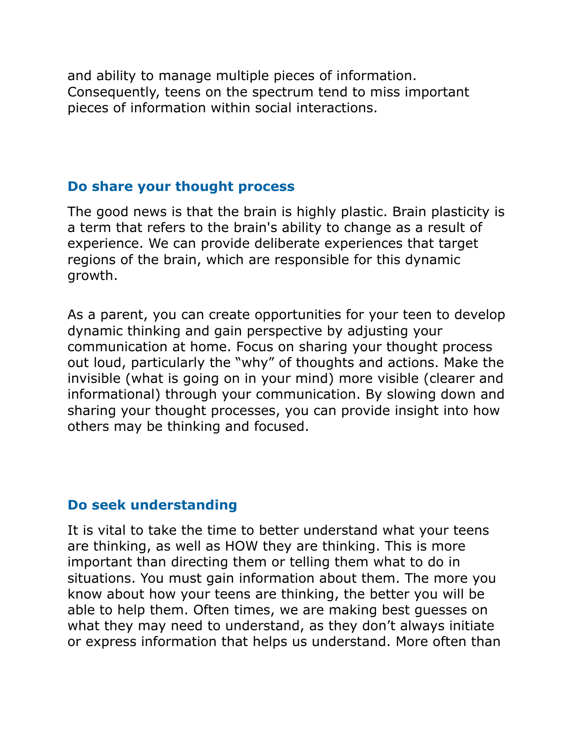and ability to manage multiple pieces of information. Consequently, teens on the spectrum tend to miss important pieces of information within social interactions.

### Do share your thought process

The good news is that the brain is highly plastic. Brain plasticity is a term that refers to the brain's ability to change as a result of experience. We can provide deliberate experiences that target regions of the brain, which are responsible for this dynamic growth.

As a parent, you can create opportunities for your teen to develop dynamic thinking and gain perspective by adjusting your communication at home. Focus on sharing your thought process out loud, particularly the "why" of thoughts and actions. Make the invisible (what is going on in your mind) more visible (clearer and informational) through your communication. By slowing down and sharing your thought processes, you can provide insight into how others may be thinking and focused.

### Do seek understanding

It is vital to take the time to better understand what your teens are thinking, as well as HOW they are thinking. This is more important than directing them or telling them what to do in situations. You must gain information about them. The more you know about how your teens are thinking, the better you will be able to help them. Often times, we are making best guesses on what they may need to understand, as they don't always initiate or express information that helps us understand. More often than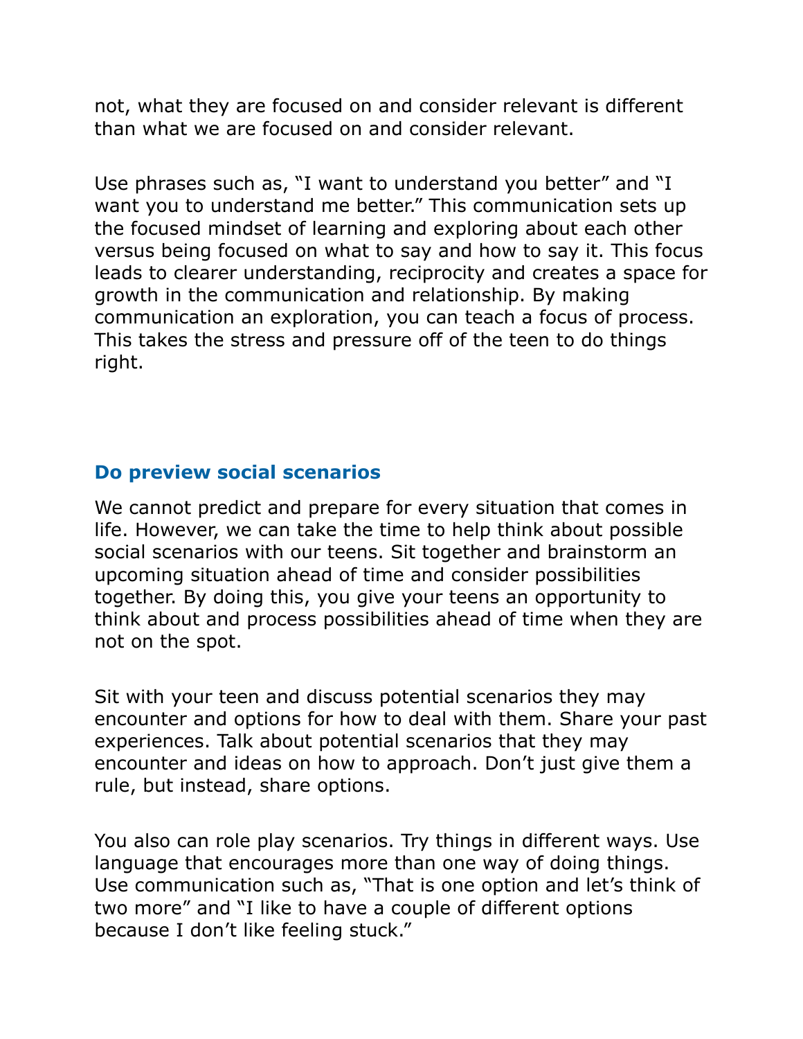not, what they are focused on and consider relevant is different than what we are focused on and consider relevant.

Use phrases such as, “I want to understand you better” and “I want you to understand me better.” This communication sets up the focused mindset of learning and exploring about each other versus being focused on what to say and how to say it. This focus leads to clearer understanding, reciprocity and creates a space for growth in the communication and relationship. By making communication an exploration, you can teach a focus of process. This takes the stress and pressure off of the teen to do things right.

### Do preview social scenarios

We cannot predict and prepare for every situation that comes in life. However, we can take the time to help think about possible social scenarios with our teens. Sit together and brainstorm an upcoming situation ahead of time and consider possibilities together. By doing this, you give your teens an opportunity to think about and process possibilities ahead of time when they are not on the spot.

Sit with your teen and discuss potential scenarios they may encounter and options for how to deal with them. Share your past experiences. Talk about potential scenarios that they may encounter and ideas on how to approach. Don’t just give them a rule, but instead, share options.

You also can role play scenarios. Try things in different ways. Use language that encourages more than one way of doing things. Use communication such as, “That is one option and let’s think of two more” and “I like to have a couple of different options because I don’t like feeling stuck.”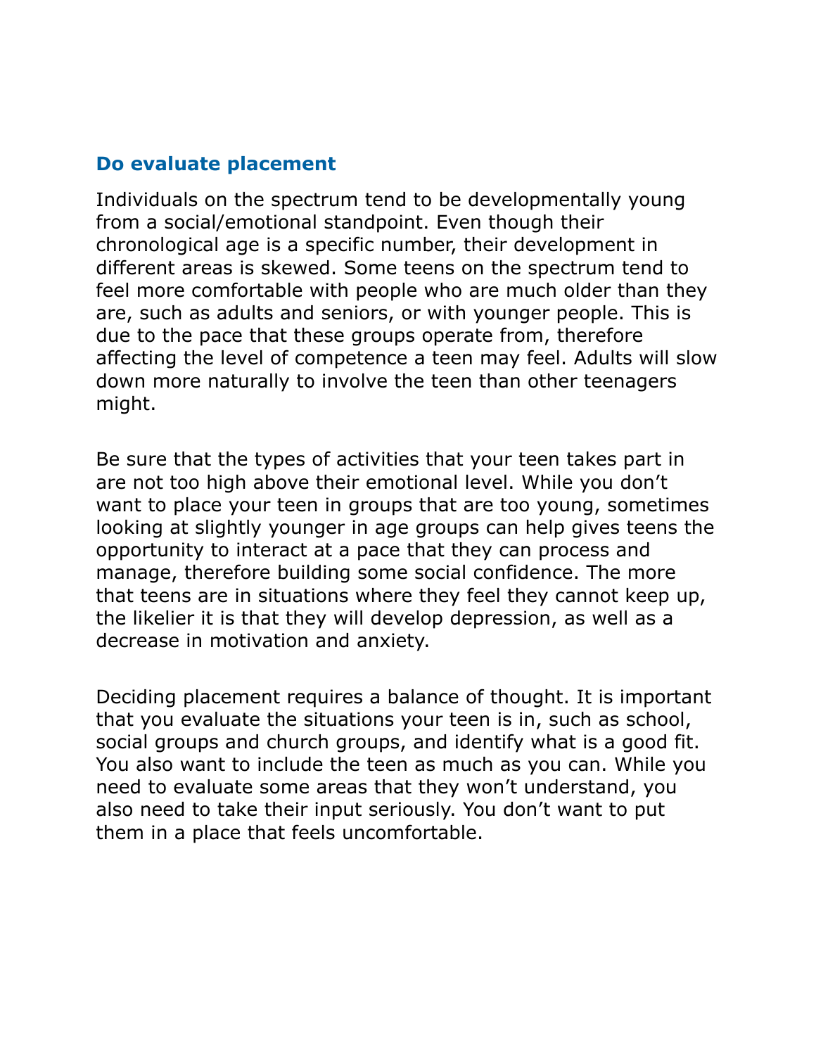## Do evaluate placement

Individuals on the spectrum tend to be developmentally young from a social/emotional standpoint. Even though their chronological age is a specific number, their development in different areas is skewed. Some teens on the spectrum tend to feel more comfortable with people who are much older than they are, such as adults and seniors, or with younger people. This is due to the pace that these groups operate from, therefore affecting the level of competence a teen may feel. Adults will slow down more naturally to involve the teen than other teenagers might.

Be sure that the types of activities that your teen takes part in are not too high above their emotional level. While you don't want to place your teen in groups that are too young, sometimes looking at slightly younger in age groups can help gives teens the opportunity to interact at a pace that they can process and manage, therefore building some social confidence. The more that teens are in situations where they feel they cannot keep up, the likelier it is that they will develop depression, as well as a decrease in motivation and anxiety.

Deciding placement requires a balance of thought. It is important that you evaluate the situations your teen is in, such as school, social groups and church groups, and identify what is a good fit. You also want to include the teen as much as you can. While you need to evaluate some areas that they won't understand, you also need to take their input seriously. You don't want to put them in a place that feels uncomfortable.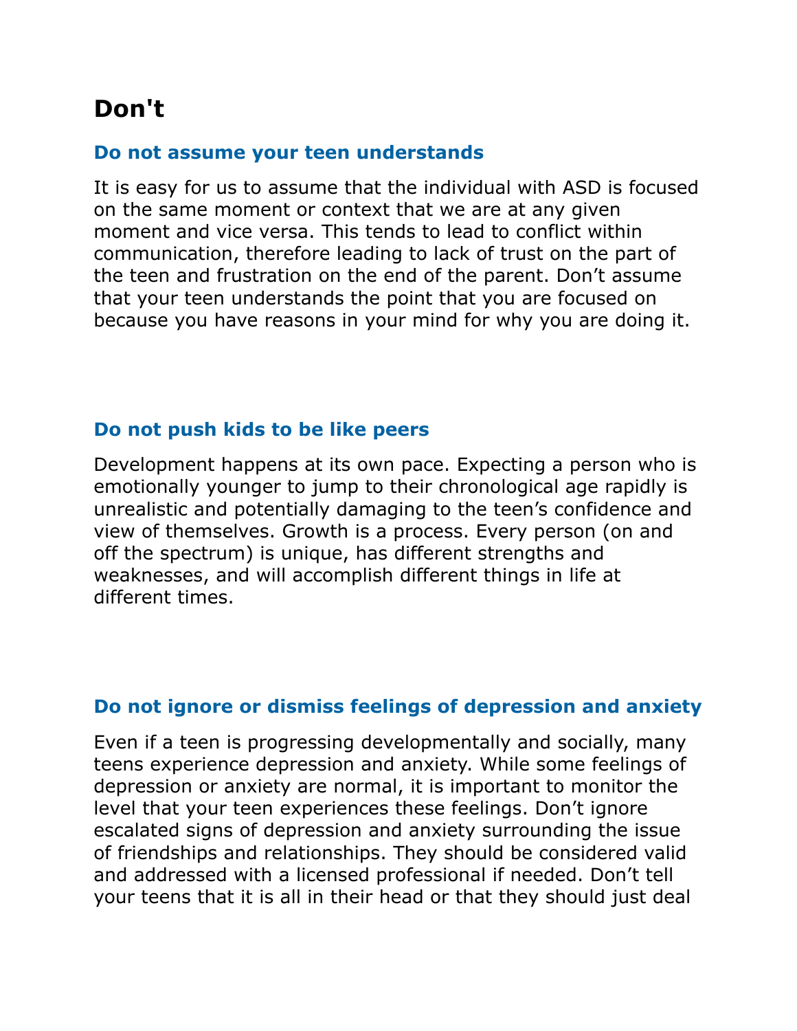# Don't

### Do not assume your teen understands

It is easy for us to assume that the individual with ASD is focused on the same moment or context that we are at any given moment and vice versa. This tends to lead to conflict within communication, therefore leading to lack of trust on the part of the teen and frustration on the end of the parent. Don’t assume that your teen understands the point that you are focused on because you have reasons in your mind for why you are doing it.

### Do not push kids to be like peers

Development happens at its own pace. Expecting a person who is emotionally younger to jump to their chronological age rapidly is unrealistic and potentially damaging to the teen’s confidence and view of themselves. Growth is a process. Every person (on and off the spectrum) is unique, has different strengths and weaknesses, and will accomplish different things in life at different times.

### Do not ignore or dismiss feelings of depression and anxiety

Even if a teen is progressing developmentally and socially, many teens experience depression and anxiety. While some feelings of depression or anxiety are normal, it is important to monitor the level that your teen experiences these feelings. Don’t ignore escalated signs of depression and anxiety surrounding the issue of friendships and relationships. They should be considered valid and addressed with a licensed professional if needed. Don’t tell your teens that it is all in their head or that they should just deal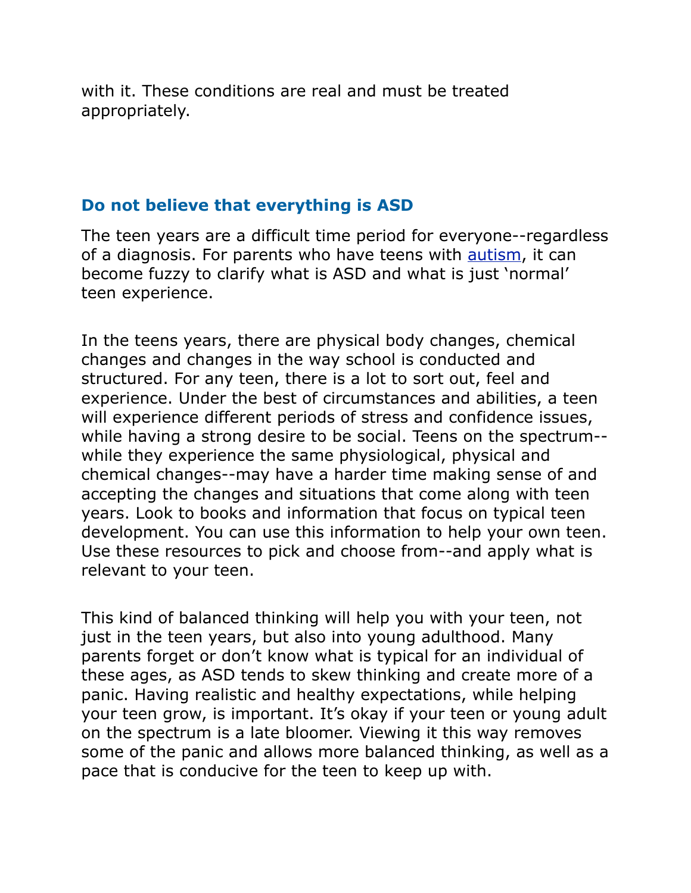with it. These conditions are real and must be treated appropriately.

### Do not believe that everything is ASD

The teen years are a difficult time period for everyone--regardless of a diagnosis. For parents who have teens with [autism](), it can become fuzzy to clarify what is ASD and what is just 'normal' teen experience.

In the teens years, there are physical body changes, chemical changes and changes in the way school is conducted and structured. For any teen, there is a lot to sort out, feel and experience. Under the best of circumstances and abilities, a teen will experience different periods of stress and confidence issues, while having a strong desire to be social. Teens on the spectrum--while they experience the same physiological, physical and chemical changes--may have a harder time making sense of and accepting the changes and situations that come along with teen years. Look to books and information that focus on typical teen development. You can use this information to help your own teen. Use these resources to pick and choose from--and apply what is relevant to your teen.

This kind of balanced thinking will help you with your teen, not just in the teen years, but also into young adulthood. Many parents forget or don't know what is typical for an individual of these ages, as ASD tends to skew thinking and create more of a panic. Having realistic and healthy expectations, while helping your teen grow, is important. It's okay if your teen or young adult on the spectrum is a late bloomer. Viewing it this way removes some of the panic and allows more balanced thinking, as well as a pace that is conducive for the teen to keep up with.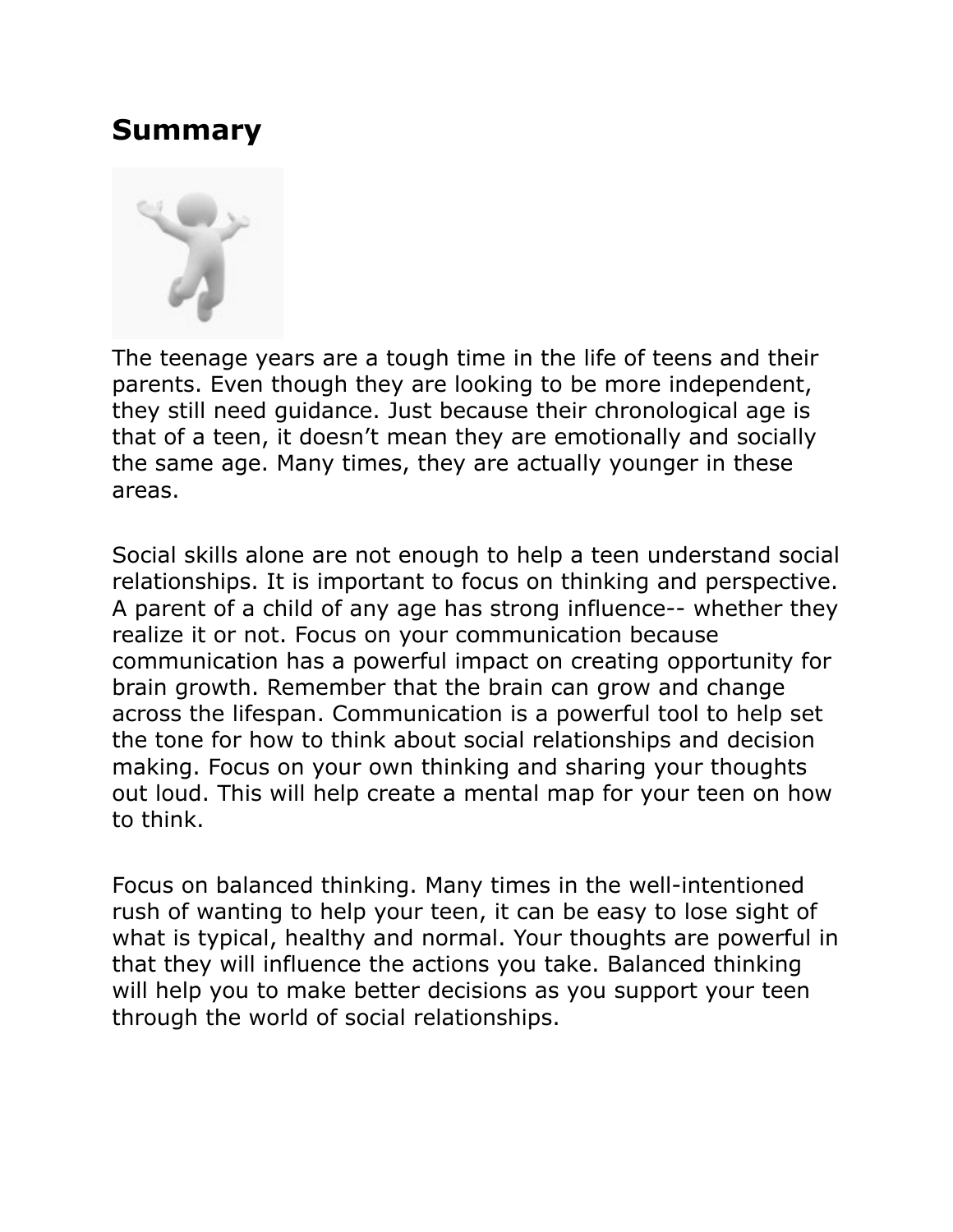## Summary

The teenage years are a tough time in the life of teens and their parents. Even though they are looking to be more independent, they still need guidance. Just because their chronological age is that of a teen, it doesn't mean they are emotionally and socially the same age. Many times, they are actually younger in these areas.

Social skills alone are not enough to help a teen understand social relationships. It is important to focus on thinking and perspective. A parent of a child of any age has strong influence-- whether they realize it or not. Focus on your communication because communication has a powerful impact on creating opportunity for brain growth. Remember that the brain can grow and change across the lifespan. Communication is a powerful tool to help set the tone for how to think about social relationships and decision making. Focus on your own thinking and sharing your thoughts out loud. This will help create a mental map for your teen on how to think.

Focus on balanced thinking. Many times in the well-intentioned rush of wanting to help your teen, it can be easy to lose sight of what is typical, healthy and normal. Your thoughts are powerful in that they will influence the actions you take. Balanced thinking will help you to make better decisions as you support your teen through the world of social relationships.